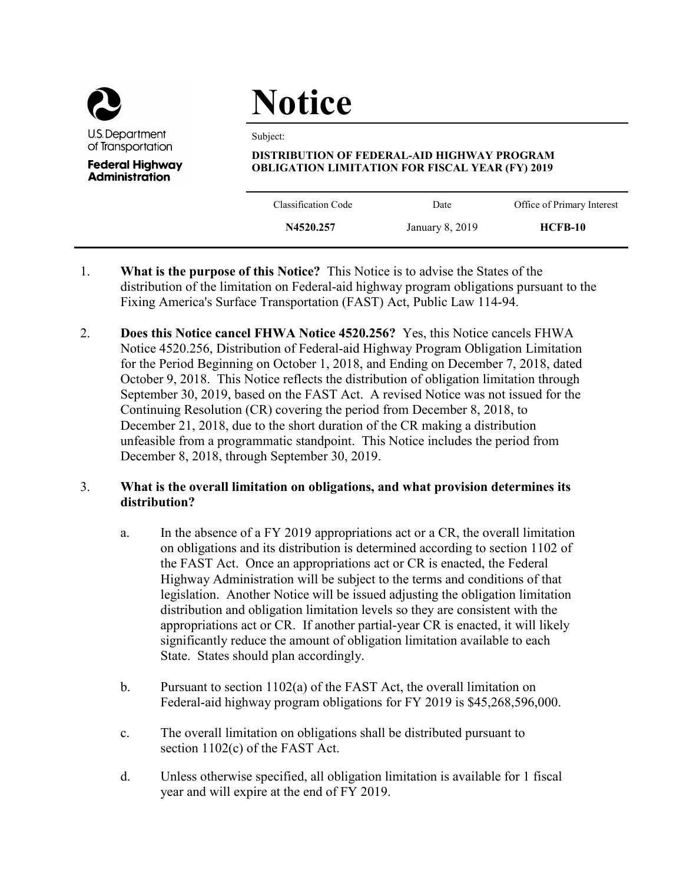U.S. Department of Transportation

**Federal Highway Administration**

# Notice

Subject:

**DISTRIBUTION OF FEDERAL-AID HIGHWAY PROGRAM OBLIGATION LIMITATION FOR FISCAL YEAR (FY) 2019**

| Classification Code | Date | Office of Primary Interest |
| --- | --- | --- |
| **N4520.257** | January 8, 2019 | **HCFB-10** |

1. **What is the purpose of this Notice?** This Notice is to advise the States of the distribution of the limitation on Federal-aid highway program obligations pursuant to the Fixing America's Surface Transportation (FAST) Act, Public Law 114-94.

2. **Does this Notice cancel FHWA Notice 4520.256?** Yes, this Notice cancels FHWA Notice 4520.256, Distribution of Federal-aid Highway Program Obligation Limitation for the Period Beginning on October 1, 2018, and Ending on December 7, 2018, dated October 9, 2018. This Notice reflects the distribution of obligation limitation through September 30, 2019, based on the FAST Act. A revised Notice was not issued for the Continuing Resolution (CR) covering the period from December 8, 2018, to December 21, 2018, due to the short duration of the CR making a distribution unfeasible from a programmatic standpoint. This Notice includes the period from December 8, 2018, through September 30, 2019.

3. **What is the overall limitation on obligations, and what provision determines its distribution?**

   a. In the absence of a FY 2019 appropriations act or a CR, the overall limitation on obligations and its distribution is determined according to section 1102 of the FAST Act. Once an appropriations act or CR is enacted, the Federal Highway Administration will be subject to the terms and conditions of that legislation. Another Notice will be issued adjusting the obligation limitation distribution and obligation limitation levels so they are consistent with the appropriations act or CR. If another partial-year CR is enacted, it will likely significantly reduce the amount of obligation limitation available to each State. States should plan accordingly.

   b. Pursuant to section 1102(a) of the FAST Act, the overall limitation on Federal-aid highway program obligations for FY 2019 is $45,268,596,000.

   c. The overall limitation on obligations shall be distributed pursuant to section 1102(c) of the FAST Act.

   d. Unless otherwise specified, all obligation limitation is available for 1 fiscal year and will expire at the end of FY 2019.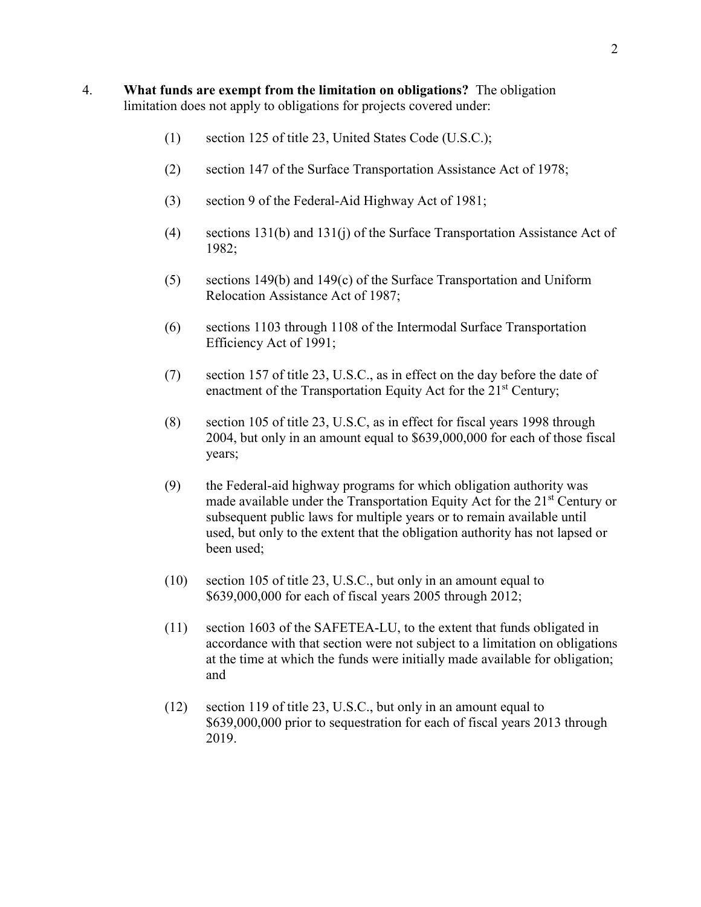4. **What funds are exempt from the limitation on obligations?** The obligation limitation does not apply to obligations for projects covered under:

   (1) section 125 of title 23, United States Code (U.S.C.);

   (2) section 147 of the Surface Transportation Assistance Act of 1978;

   (3) section 9 of the Federal-Aid Highway Act of 1981;

   (4) sections 131(b) and 131(j) of the Surface Transportation Assistance Act of 1982;

   (5) sections 149(b) and 149(c) of the Surface Transportation and Uniform Relocation Assistance Act of 1987;

   (6) sections 1103 through 1108 of the Intermodal Surface Transportation Efficiency Act of 1991;

   (7) section 157 of title 23, U.S.C., as in effect on the day before the date of enactment of the Transportation Equity Act for the 21st Century;

   (8) section 105 of title 23, U.S.C, as in effect for fiscal years 1998 through 2004, but only in an amount equal to $639,000,000 for each of those fiscal years;

   (9) the Federal-aid highway programs for which obligation authority was made available under the Transportation Equity Act for the 21st Century or subsequent public laws for multiple years or to remain available until used, but only to the extent that the obligation authority has not lapsed or been used;

   (10) section 105 of title 23, U.S.C., but only in an amount equal to $639,000,000 for each of fiscal years 2005 through 2012;

   (11) section 1603 of the SAFETEA-LU, to the extent that funds obligated in accordance with that section were not subject to a limitation on obligations at the time at which the funds were initially made available for obligation; and

   (12) section 119 of title 23, U.S.C., but only in an amount equal to $639,000,000 prior to sequestration for each of fiscal years 2013 through 2019.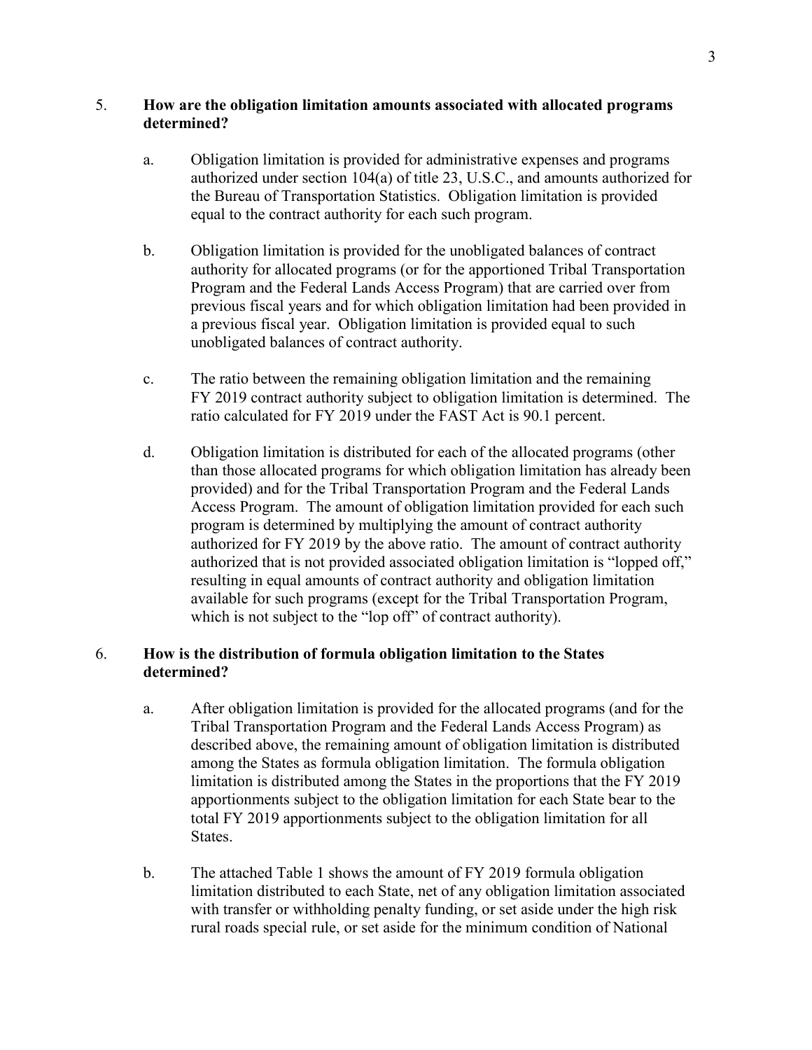5. **How are the obligation limitation amounts associated with allocated programs determined?**

   a. Obligation limitation is provided for administrative expenses and programs authorized under section 104(a) of title 23, U.S.C., and amounts authorized for the Bureau of Transportation Statistics. Obligation limitation is provided equal to the contract authority for each such program.

   b. Obligation limitation is provided for the unobligated balances of contract authority for allocated programs (or for the apportioned Tribal Transportation Program and the Federal Lands Access Program) that are carried over from previous fiscal years and for which obligation limitation had been provided in a previous fiscal year. Obligation limitation is provided equal to such unobligated balances of contract authority.

   c. The ratio between the remaining obligation limitation and the remaining FY 2019 contract authority subject to obligation limitation is determined. The ratio calculated for FY 2019 under the FAST Act is 90.1 percent.

   d. Obligation limitation is distributed for each of the allocated programs (other than those allocated programs for which obligation limitation has already been provided) and for the Tribal Transportation Program and the Federal Lands Access Program. The amount of obligation limitation provided for each such program is determined by multiplying the amount of contract authority authorized for FY 2019 by the above ratio. The amount of contract authority authorized that is not provided associated obligation limitation is "lopped off," resulting in equal amounts of contract authority and obligation limitation available for such programs (except for the Tribal Transportation Program, which is not subject to the "lop off" of contract authority).

6. **How is the distribution of formula obligation limitation to the States determined?**

   a. After obligation limitation is provided for the allocated programs (and for the Tribal Transportation Program and the Federal Lands Access Program) as described above, the remaining amount of obligation limitation is distributed among the States as formula obligation limitation. The formula obligation limitation is distributed among the States in the proportions that the FY 2019 apportionments subject to the obligation limitation for each State bear to the total FY 2019 apportionments subject to the obligation limitation for all States.

   b. The attached Table 1 shows the amount of FY 2019 formula obligation limitation distributed to each State, net of any obligation limitation associated with transfer or withholding penalty funding, or set aside under the high risk rural roads special rule, or set aside for the minimum condition of National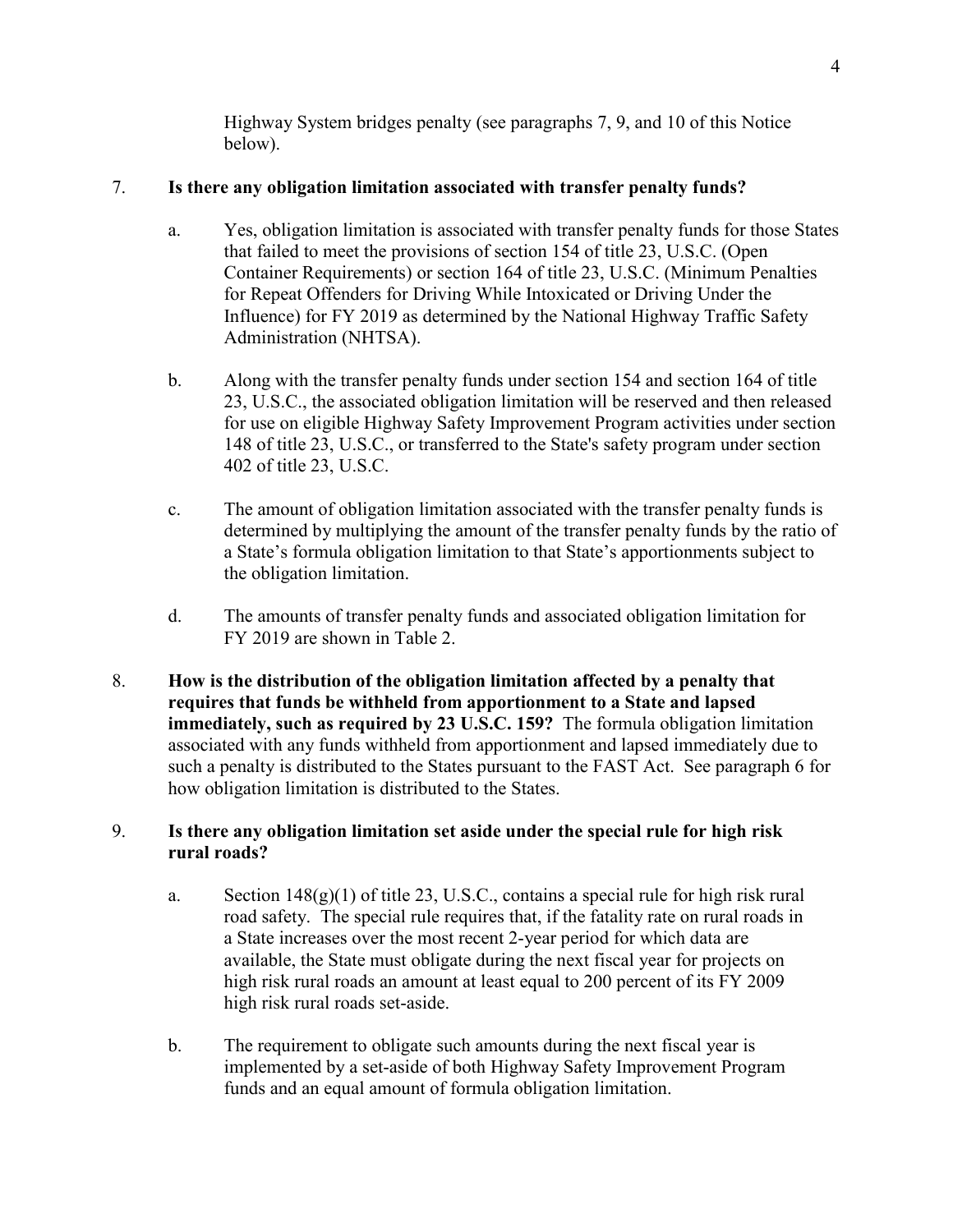Highway System bridges penalty (see paragraphs 7, 9, and 10 of this Notice below).

7. **Is there any obligation limitation associated with transfer penalty funds?**

   a. Yes, obligation limitation is associated with transfer penalty funds for those States that failed to meet the provisions of section 154 of title 23, U.S.C. (Open Container Requirements) or section 164 of title 23, U.S.C. (Minimum Penalties for Repeat Offenders for Driving While Intoxicated or Driving Under the Influence) for FY 2019 as determined by the National Highway Traffic Safety Administration (NHTSA).

   b. Along with the transfer penalty funds under section 154 and section 164 of title 23, U.S.C., the associated obligation limitation will be reserved and then released for use on eligible Highway Safety Improvement Program activities under section 148 of title 23, U.S.C., or transferred to the State's safety program under section 402 of title 23, U.S.C.

   c. The amount of obligation limitation associated with the transfer penalty funds is determined by multiplying the amount of the transfer penalty funds by the ratio of a State's formula obligation limitation to that State's apportionments subject to the obligation limitation.

   d. The amounts of transfer penalty funds and associated obligation limitation for FY 2019 are shown in Table 2.

8. **How is the distribution of the obligation limitation affected by a penalty that requires that funds be withheld from apportionment to a State and lapsed immediately, such as required by 23 U.S.C. 159?** The formula obligation limitation associated with any funds withheld from apportionment and lapsed immediately due to such a penalty is distributed to the States pursuant to the FAST Act. See paragraph 6 for how obligation limitation is distributed to the States.

9. **Is there any obligation limitation set aside under the special rule for high risk rural roads?**

   a. Section 148(g)(1) of title 23, U.S.C., contains a special rule for high risk rural road safety. The special rule requires that, if the fatality rate on rural roads in a State increases over the most recent 2-year period for which data are available, the State must obligate during the next fiscal year for projects on high risk rural roads an amount at least equal to 200 percent of its FY 2009 high risk rural roads set-aside.

   b. The requirement to obligate such amounts during the next fiscal year is implemented by a set-aside of both Highway Safety Improvement Program funds and an equal amount of formula obligation limitation.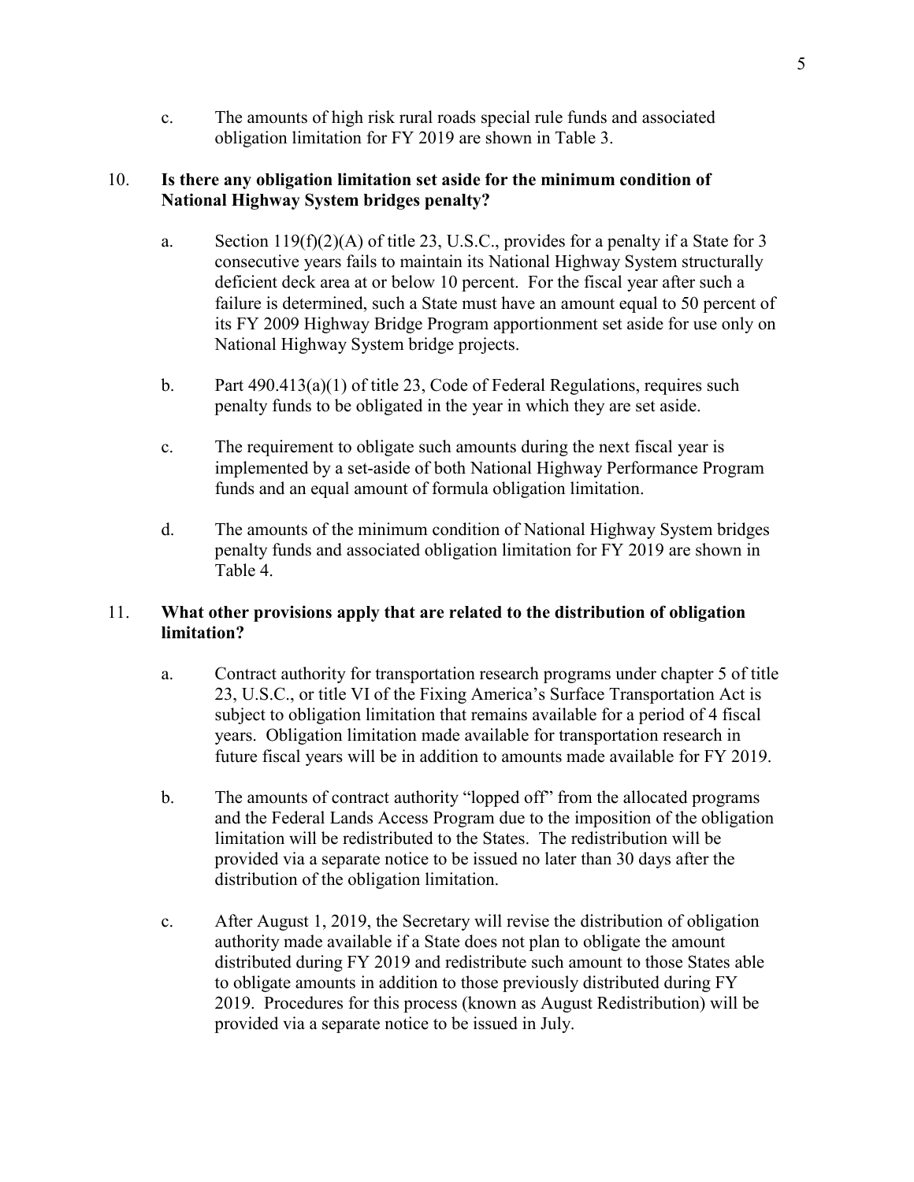c. The amounts of high risk rural roads special rule funds and associated obligation limitation for FY 2019 are shown in Table 3.

10. **Is there any obligation limitation set aside for the minimum condition of National Highway System bridges penalty?**

   a. Section 119(f)(2)(A) of title 23, U.S.C., provides for a penalty if a State for 3 consecutive years fails to maintain its National Highway System structurally deficient deck area at or below 10 percent. For the fiscal year after such a failure is determined, such a State must have an amount equal to 50 percent of its FY 2009 Highway Bridge Program apportionment set aside for use only on National Highway System bridge projects.

   b. Part 490.413(a)(1) of title 23, Code of Federal Regulations, requires such penalty funds to be obligated in the year in which they are set aside.

   c. The requirement to obligate such amounts during the next fiscal year is implemented by a set-aside of both National Highway Performance Program funds and an equal amount of formula obligation limitation.

   d. The amounts of the minimum condition of National Highway System bridges penalty funds and associated obligation limitation for FY 2019 are shown in Table 4.

11. **What other provisions apply that are related to the distribution of obligation limitation?**

   a. Contract authority for transportation research programs under chapter 5 of title 23, U.S.C., or title VI of the Fixing America's Surface Transportation Act is subject to obligation limitation that remains available for a period of 4 fiscal years. Obligation limitation made available for transportation research in future fiscal years will be in addition to amounts made available for FY 2019.

   b. The amounts of contract authority "lopped off" from the allocated programs and the Federal Lands Access Program due to the imposition of the obligation limitation will be redistributed to the States. The redistribution will be provided via a separate notice to be issued no later than 30 days after the distribution of the obligation limitation.

   c. After August 1, 2019, the Secretary will revise the distribution of obligation authority made available if a State does not plan to obligate the amount distributed during FY 2019 and redistribute such amount to those States able to obligate amounts in addition to those previously distributed during FY 2019. Procedures for this process (known as August Redistribution) will be provided via a separate notice to be issued in July.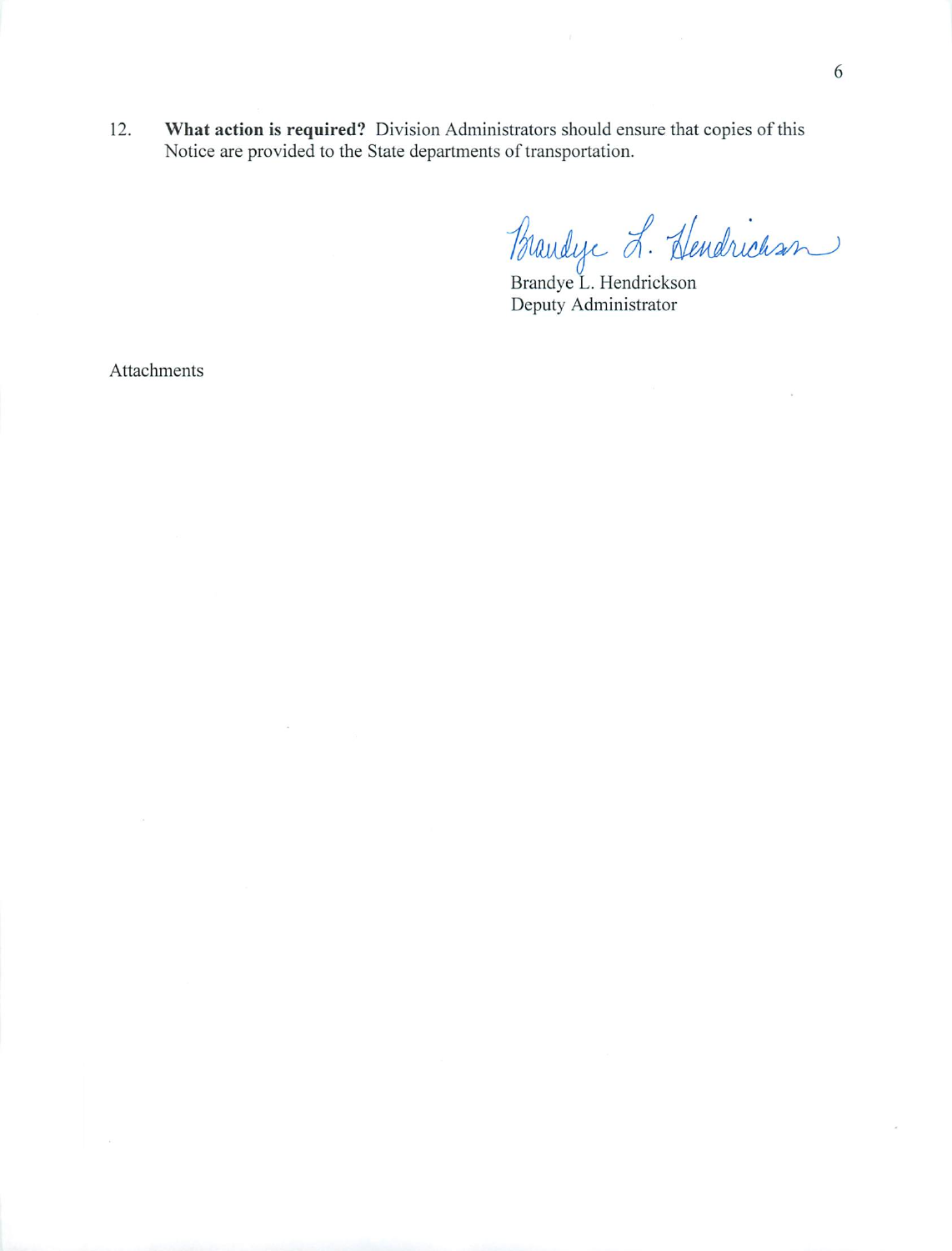12. **What action is required?** Division Administrators should ensure that copies of this Notice are provided to the State departments of transportation.

Brandye L. Hendrickson
Deputy Administrator

Attachments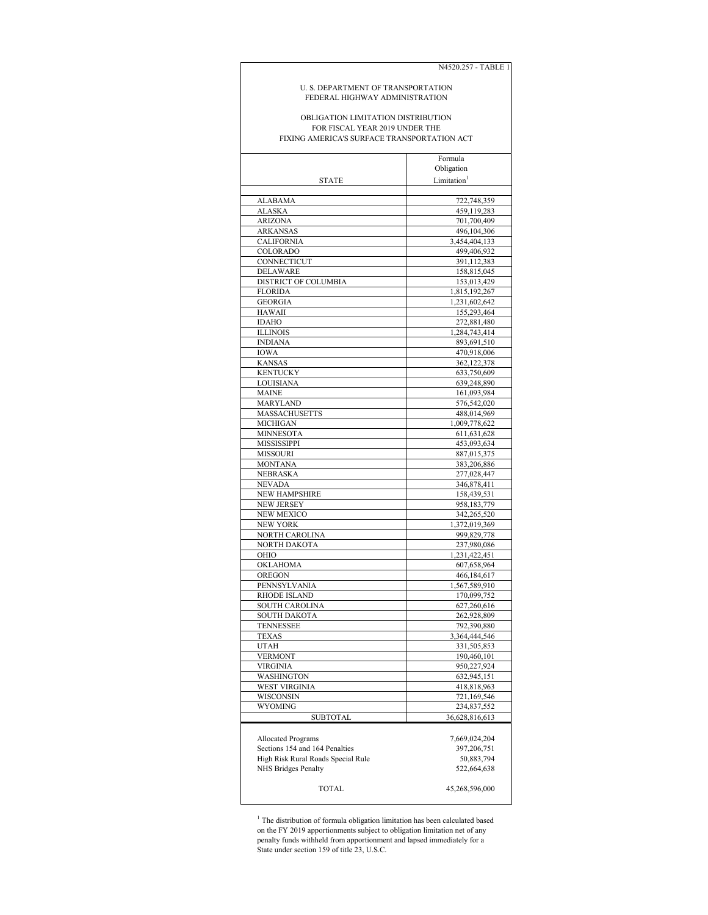N4520.257 - TABLE 1

# U. S. DEPARTMENT OF TRANSPORTATION
# FEDERAL HIGHWAY ADMINISTRATION

## OBLIGATION LIMITATION DISTRIBUTION FOR FISCAL YEAR 2019 UNDER THE FIXING AMERICA'S SURFACE TRANSPORTATION ACT

| STATE | Formula Obligation Limitation[1] |
|---|---:|
| ALABAMA | 722,748,359 |
| ALASKA | 459,119,283 |
| ARIZONA | 701,700,409 |
| ARKANSAS | 496,104,306 |
| CALIFORNIA | 3,454,404,133 |
| COLORADO | 499,406,932 |
| CONNECTICUT | 391,112,383 |
| DELAWARE | 158,815,045 |
| DISTRICT OF COLUMBIA | 153,013,429 |
| FLORIDA | 1,815,192,267 |
| GEORGIA | 1,231,602,642 |
| HAWAII | 155,293,464 |
| IDAHO | 272,881,480 |
| ILLINOIS | 1,284,743,414 |
| INDIANA | 893,691,510 |
| IOWA | 470,918,006 |
| KANSAS | 362,122,378 |
| KENTUCKY | 633,750,609 |
| LOUISIANA | 639,248,890 |
| MAINE | 161,093,984 |
| MARYLAND | 576,542,020 |
| MASSACHUSETTS | 488,014,969 |
| MICHIGAN | 1,009,778,622 |
| MINNESOTA | 611,631,628 |
| MISSISSIPPI | 453,093,634 |
| MISSOURI | 887,015,375 |
| MONTANA | 383,206,886 |
| NEBRASKA | 277,028,447 |
| NEVADA | 346,878,411 |
| NEW HAMPSHIRE | 158,439,531 |
| NEW JERSEY | 958,183,779 |
| NEW MEXICO | 342,265,520 |
| NEW YORK | 1,372,019,369 |
| NORTH CAROLINA | 999,829,778 |
| NORTH DAKOTA | 237,980,086 |
| OHIO | 1,231,422,451 |
| OKLAHOMA | 607,658,964 |
| OREGON | 466,184,617 |
| PENNSYLVANIA | 1,567,589,910 |
| RHODE ISLAND | 170,099,752 |
| SOUTH CAROLINA | 627,260,616 |
| SOUTH DAKOTA | 262,928,809 |
| TENNESSEE | 792,390,880 |
| TEXAS | 3,364,444,546 |
| UTAH | 331,505,853 |
| VERMONT | 190,460,101 |
| VIRGINIA | 950,227,924 |
| WASHINGTON | 632,945,151 |
| WEST VIRGINIA | 418,818,963 |
| WISCONSIN | 721,169,546 |
| WYOMING | 234,837,552 |
| SUBTOTAL | 36,628,816,613 |
| | |
| Allocated Programs | 7,669,024,204 |
| Sections 154 and 164 Penalties | 397,206,751 |
| High Risk Rural Roads Special Rule | 50,883,794 |
| NHS Bridges Penalty | 522,664,638 |
| | |
| TOTAL | 45,268,596,000 |

[1] The distribution of formula obligation limitation has been calculated based on the FY 2019 apportionments subject to obligation limitation net of any penalty funds withheld from apportionment and lapsed immediately for a State under section 159 of title 23, U.S.C.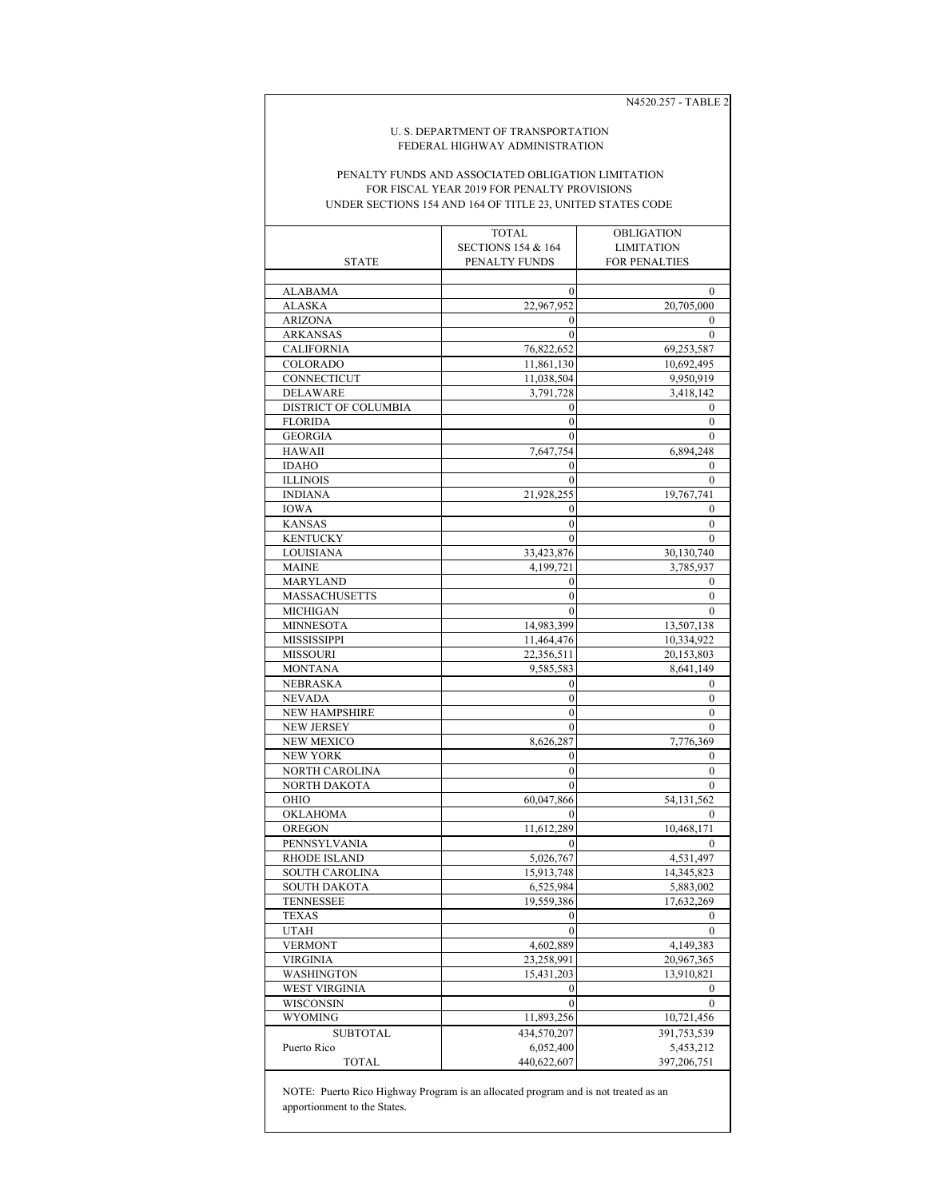N4520.257 - TABLE 2

U. S. DEPARTMENT OF TRANSPORTATION
FEDERAL HIGHWAY ADMINISTRATION

PENALTY FUNDS AND ASSOCIATED OBLIGATION LIMITATION
FOR FISCAL YEAR 2019 FOR PENALTY PROVISIONS
UNDER SECTIONS 154 AND 164 OF TITLE 23, UNITED STATES CODE

| STATE | TOTAL SECTIONS 154 & 164 PENALTY FUNDS | OBLIGATION LIMITATION FOR PENALTIES |
|---|---|---|
| ALABAMA | 0 | 0 |
| ALASKA | 22,967,952 | 20,705,000 |
| ARIZONA | 0 | 0 |
| ARKANSAS | 0 | 0 |
| CALIFORNIA | 76,822,652 | 69,253,587 |
| COLORADO | 11,861,130 | 10,692,495 |
| CONNECTICUT | 11,038,504 | 9,950,919 |
| DELAWARE | 3,791,728 | 3,418,142 |
| DISTRICT OF COLUMBIA | 0 | 0 |
| FLORIDA | 0 | 0 |
| GEORGIA | 0 | 0 |
| HAWAII | 7,647,754 | 6,894,248 |
| IDAHO | 0 | 0 |
| ILLINOIS | 0 | 0 |
| INDIANA | 21,928,255 | 19,767,741 |
| IOWA | 0 | 0 |
| KANSAS | 0 | 0 |
| KENTUCKY | 0 | 0 |
| LOUISIANA | 33,423,876 | 30,130,740 |
| MAINE | 4,199,721 | 3,785,937 |
| MARYLAND | 0 | 0 |
| MASSACHUSETTS | 0 | 0 |
| MICHIGAN | 0 | 0 |
| MINNESOTA | 14,983,399 | 13,507,138 |
| MISSISSIPPI | 11,464,476 | 10,334,922 |
| MISSOURI | 22,356,511 | 20,153,803 |
| MONTANA | 9,585,583 | 8,641,149 |
| NEBRASKA | 0 | 0 |
| NEVADA | 0 | 0 |
| NEW HAMPSHIRE | 0 | 0 |
| NEW JERSEY | 0 | 0 |
| NEW MEXICO | 8,626,287 | 7,776,369 |
| NEW YORK | 0 | 0 |
| NORTH CAROLINA | 0 | 0 |
| NORTH DAKOTA | 0 | 0 |
| OHIO | 60,047,866 | 54,131,562 |
| OKLAHOMA | 0 | 0 |
| OREGON | 11,612,289 | 10,468,171 |
| PENNSYLVANIA | 0 | 0 |
| RHODE ISLAND | 5,026,767 | 4,531,497 |
| SOUTH CAROLINA | 15,913,748 | 14,345,823 |
| SOUTH DAKOTA | 6,525,984 | 5,883,002 |
| TENNESSEE | 19,559,386 | 17,632,269 |
| TEXAS | 0 | 0 |
| UTAH | 0 | 0 |
| VERMONT | 4,602,889 | 4,149,383 |
| VIRGINIA | 23,258,991 | 20,967,365 |
| WASHINGTON | 15,431,203 | 13,910,821 |
| WEST VIRGINIA | 0 | 0 |
| WISCONSIN | 0 | 0 |
| WYOMING | 11,893,256 | 10,721,456 |
| SUBTOTAL | 434,570,207 | 391,753,539 |
| Puerto Rico | 6,052,400 | 5,453,212 |
| TOTAL | 440,622,607 | 397,206,751 |

NOTE: Puerto Rico Highway Program is an allocated program and is not treated as an apportionment to the States.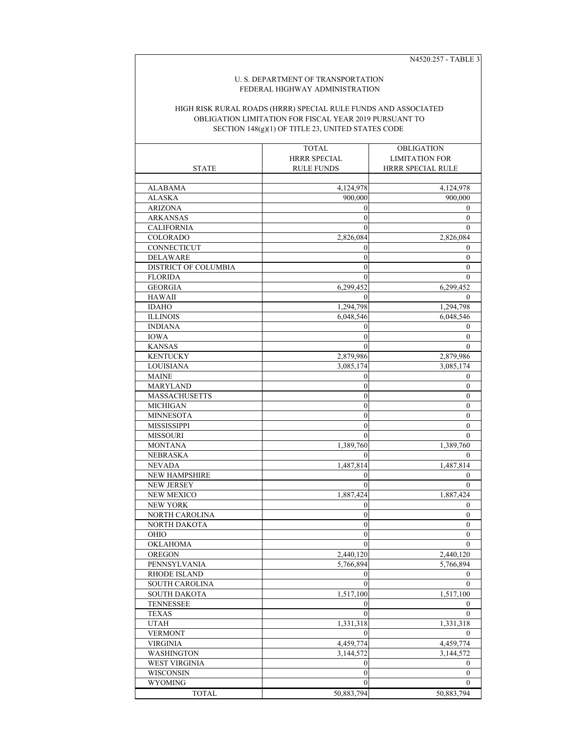N4520.257 - TABLE 3

U. S. DEPARTMENT OF TRANSPORTATION
FEDERAL HIGHWAY ADMINISTRATION

HIGH RISK RURAL ROADS (HRRR) SPECIAL RULE FUNDS AND ASSOCIATED OBLIGATION LIMITATION FOR FISCAL YEAR 2019 PURSUANT TO SECTION 148(g)(1) OF TITLE 23, UNITED STATES CODE

| STATE | TOTAL HRRR SPECIAL RULE FUNDS | OBLIGATION LIMITATION FOR HRRR SPECIAL RULE |
|---|---|---|
| ALABAMA | 4,124,978 | 4,124,978 |
| ALASKA | 900,000 | 900,000 |
| ARIZONA | 0 | 0 |
| ARKANSAS | 0 | 0 |
| CALIFORNIA | 0 | 0 |
| COLORADO | 2,826,084 | 2,826,084 |
| CONNECTICUT | 0 | 0 |
| DELAWARE | 0 | 0 |
| DISTRICT OF COLUMBIA | 0 | 0 |
| FLORIDA | 0 | 0 |
| GEORGIA | 6,299,452 | 6,299,452 |
| HAWAII | 0 | 0 |
| IDAHO | 1,294,798 | 1,294,798 |
| ILLINOIS | 6,048,546 | 6,048,546 |
| INDIANA | 0 | 0 |
| IOWA | 0 | 0 |
| KANSAS | 0 | 0 |
| KENTUCKY | 2,879,986 | 2,879,986 |
| LOUISIANA | 3,085,174 | 3,085,174 |
| MAINE | 0 | 0 |
| MARYLAND | 0 | 0 |
| MASSACHUSETTS | 0 | 0 |
| MICHIGAN | 0 | 0 |
| MINNESOTA | 0 | 0 |
| MISSISSIPPI | 0 | 0 |
| MISSOURI | 0 | 0 |
| MONTANA | 1,389,760 | 1,389,760 |
| NEBRASKA | 0 | 0 |
| NEVADA | 1,487,814 | 1,487,814 |
| NEW HAMPSHIRE | 0 | 0 |
| NEW JERSEY | 0 | 0 |
| NEW MEXICO | 1,887,424 | 1,887,424 |
| NEW YORK | 0 | 0 |
| NORTH CAROLINA | 0 | 0 |
| NORTH DAKOTA | 0 | 0 |
| OHIO | 0 | 0 |
| OKLAHOMA | 0 | 0 |
| OREGON | 2,440,120 | 2,440,120 |
| PENNSYLVANIA | 5,766,894 | 5,766,894 |
| RHODE ISLAND | 0 | 0 |
| SOUTH CAROLINA | 0 | 0 |
| SOUTH DAKOTA | 1,517,100 | 1,517,100 |
| TENNESSEE | 0 | 0 |
| TEXAS | 0 | 0 |
| UTAH | 1,331,318 | 1,331,318 |
| VERMONT | 0 | 0 |
| VIRGINIA | 4,459,774 | 4,459,774 |
| WASHINGTON | 3,144,572 | 3,144,572 |
| WEST VIRGINIA | 0 | 0 |
| WISCONSIN | 0 | 0 |
| WYOMING | 0 | 0 |
| TOTAL | 50,883,794 | 50,883,794 |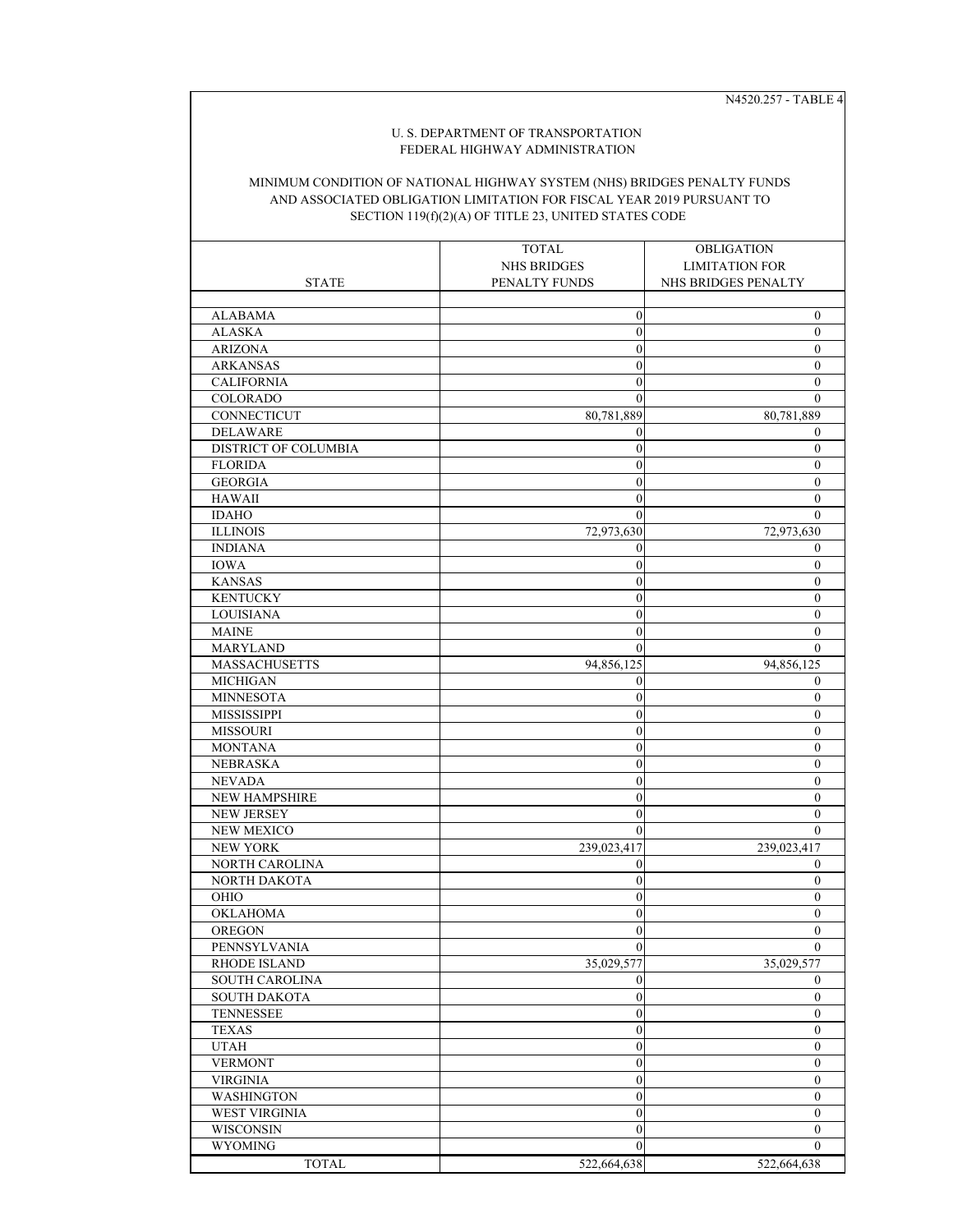N4520.257 - TABLE 4

U. S. DEPARTMENT OF TRANSPORTATION
FEDERAL HIGHWAY ADMINISTRATION

MINIMUM CONDITION OF NATIONAL HIGHWAY SYSTEM (NHS) BRIDGES PENALTY FUNDS AND ASSOCIATED OBLIGATION LIMITATION FOR FISCAL YEAR 2019 PURSUANT TO SECTION 119(f)(2)(A) OF TITLE 23, UNITED STATES CODE

| STATE | TOTAL NHS BRIDGES PENALTY FUNDS | OBLIGATION LIMITATION FOR NHS BRIDGES PENALTY |
|---|---|---|
| ALABAMA | 0 | 0 |
| ALASKA | 0 | 0 |
| ARIZONA | 0 | 0 |
| ARKANSAS | 0 | 0 |
| CALIFORNIA | 0 | 0 |
| COLORADO | 0 | 0 |
| CONNECTICUT | 80,781,889 | 80,781,889 |
| DELAWARE | 0 | 0 |
| DISTRICT OF COLUMBIA | 0 | 0 |
| FLORIDA | 0 | 0 |
| GEORGIA | 0 | 0 |
| HAWAII | 0 | 0 |
| IDAHO | 0 | 0 |
| ILLINOIS | 72,973,630 | 72,973,630 |
| INDIANA | 0 | 0 |
| IOWA | 0 | 0 |
| KANSAS | 0 | 0 |
| KENTUCKY | 0 | 0 |
| LOUISIANA | 0 | 0 |
| MAINE | 0 | 0 |
| MARYLAND | 0 | 0 |
| MASSACHUSETTS | 94,856,125 | 94,856,125 |
| MICHIGAN | 0 | 0 |
| MINNESOTA | 0 | 0 |
| MISSISSIPPI | 0 | 0 |
| MISSOURI | 0 | 0 |
| MONTANA | 0 | 0 |
| NEBRASKA | 0 | 0 |
| NEVADA | 0 | 0 |
| NEW HAMPSHIRE | 0 | 0 |
| NEW JERSEY | 0 | 0 |
| NEW MEXICO | 0 | 0 |
| NEW YORK | 239,023,417 | 239,023,417 |
| NORTH CAROLINA | 0 | 0 |
| NORTH DAKOTA | 0 | 0 |
| OHIO | 0 | 0 |
| OKLAHOMA | 0 | 0 |
| OREGON | 0 | 0 |
| PENNSYLVANIA | 0 | 0 |
| RHODE ISLAND | 35,029,577 | 35,029,577 |
| SOUTH CAROLINA | 0 | 0 |
| SOUTH DAKOTA | 0 | 0 |
| TENNESSEE | 0 | 0 |
| TEXAS | 0 | 0 |
| UTAH | 0 | 0 |
| VERMONT | 0 | 0 |
| VIRGINIA | 0 | 0 |
| WASHINGTON | 0 | 0 |
| WEST VIRGINIA | 0 | 0 |
| WISCONSIN | 0 | 0 |
| WYOMING | 0 | 0 |
| TOTAL | 522,664,638 | 522,664,638 |